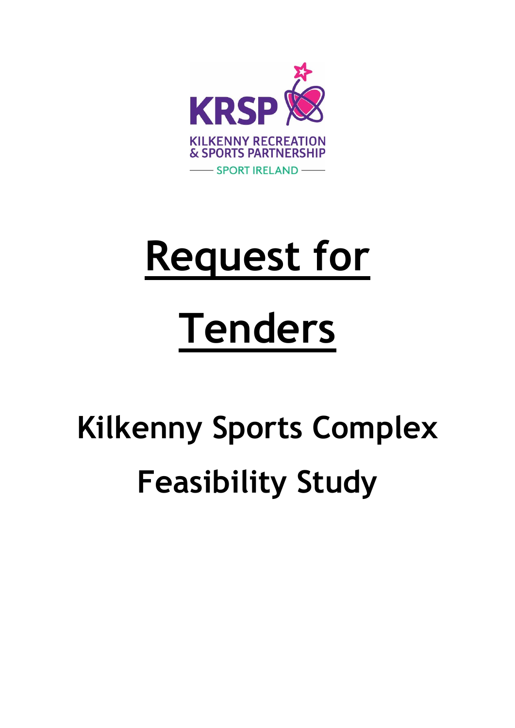KRSP

KILKENNY RECREATION & SPORTS PARTNERSHIP

SPORT IRELAND

# Request for Tenders

## Kilkenny Sports Complex Feasibility Study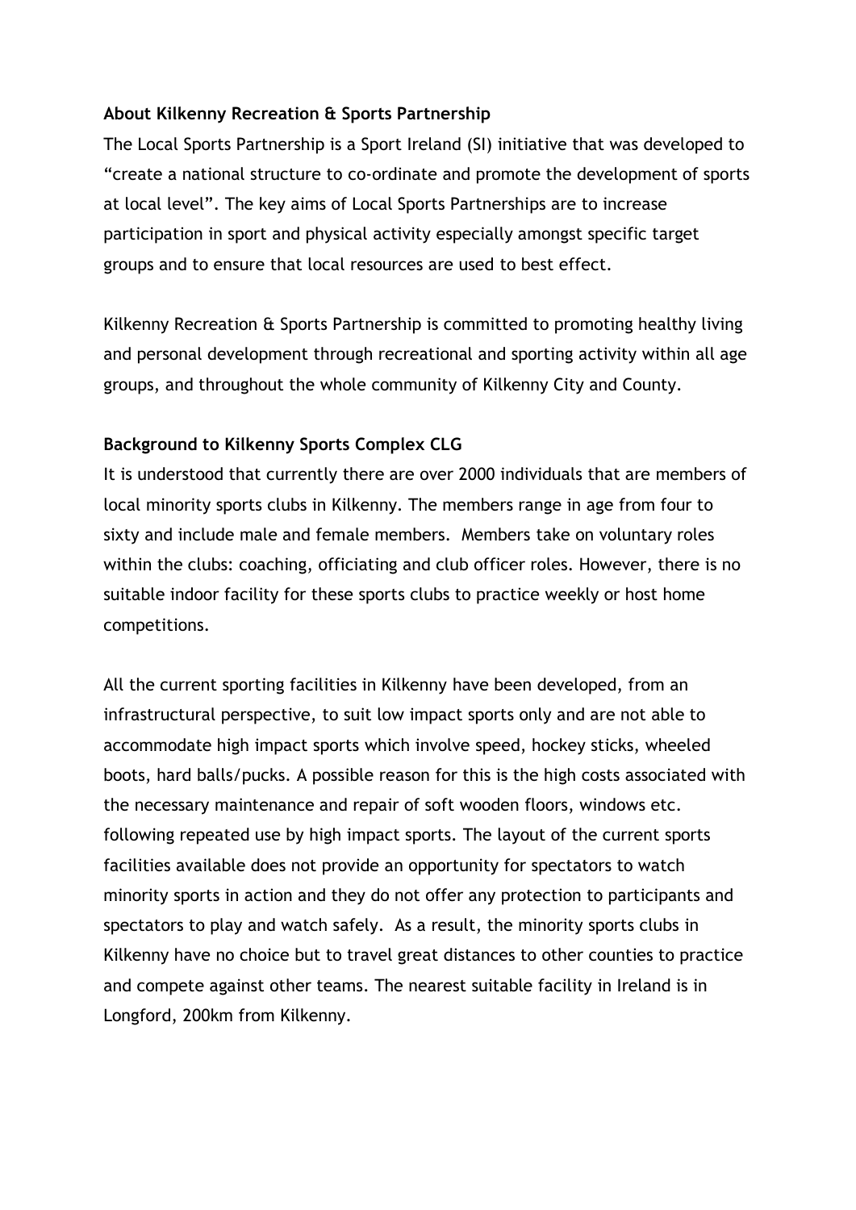**About Kilkenny Recreation & Sports Partnership**

The Local Sports Partnership is a Sport Ireland (SI) initiative that was developed to "create a national structure to co-ordinate and promote the development of sports at local level". The key aims of Local Sports Partnerships are to increase participation in sport and physical activity especially amongst specific target groups and to ensure that local resources are used to best effect.

Kilkenny Recreation & Sports Partnership is committed to promoting healthy living and personal development through recreational and sporting activity within all age groups, and throughout the whole community of Kilkenny City and County.

**Background to Kilkenny Sports Complex CLG**

It is understood that currently there are over 2000 individuals that are members of local minority sports clubs in Kilkenny. The members range in age from four to sixty and include male and female members. Members take on voluntary roles within the clubs: coaching, officiating and club officer roles. However, there is no suitable indoor facility for these sports clubs to practice weekly or host home competitions.

All the current sporting facilities in Kilkenny have been developed, from an infrastructural perspective, to suit low impact sports only and are not able to accommodate high impact sports which involve speed, hockey sticks, wheeled boots, hard balls/pucks. A possible reason for this is the high costs associated with the necessary maintenance and repair of soft wooden floors, windows etc. following repeated use by high impact sports. The layout of the current sports facilities available does not provide an opportunity for spectators to watch minority sports in action and they do not offer any protection to participants and spectators to play and watch safely. As a result, the minority sports clubs in Kilkenny have no choice but to travel great distances to other counties to practice and compete against other teams. The nearest suitable facility in Ireland is in Longford, 200km from Kilkenny.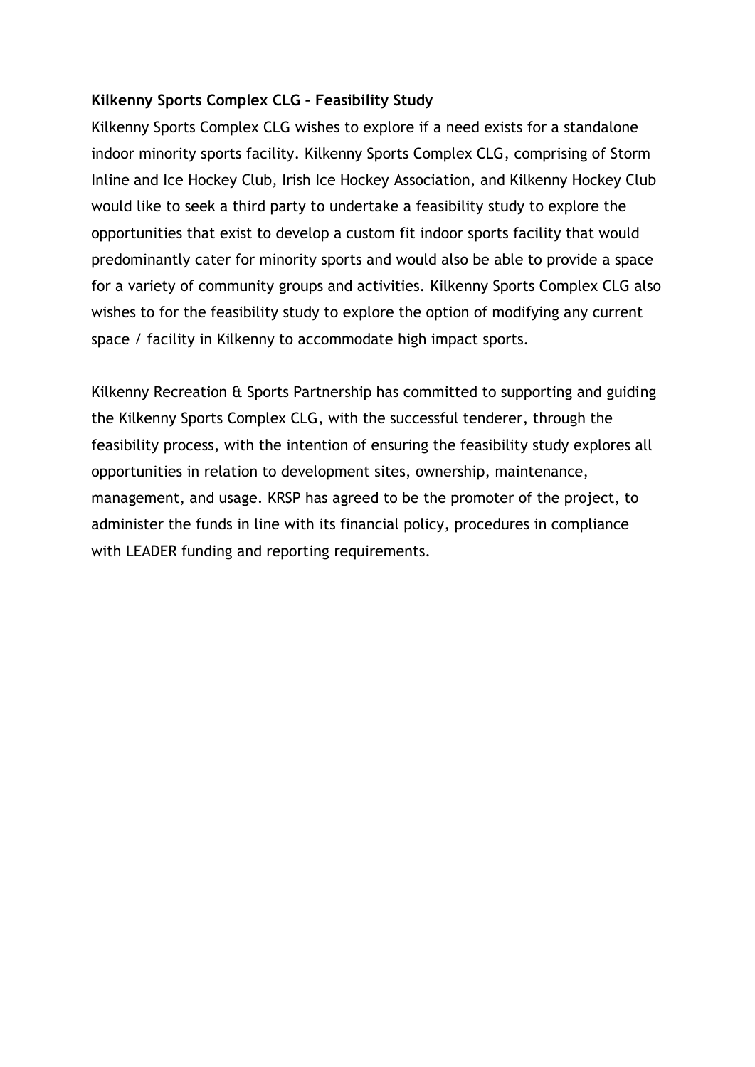**Kilkenny Sports Complex CLG – Feasibility Study**

Kilkenny Sports Complex CLG wishes to explore if a need exists for a standalone indoor minority sports facility. Kilkenny Sports Complex CLG, comprising of Storm Inline and Ice Hockey Club, Irish Ice Hockey Association, and Kilkenny Hockey Club would like to seek a third party to undertake a feasibility study to explore the opportunities that exist to develop a custom fit indoor sports facility that would predominantly cater for minority sports and would also be able to provide a space for a variety of community groups and activities. Kilkenny Sports Complex CLG also wishes to for the feasibility study to explore the option of modifying any current space / facility in Kilkenny to accommodate high impact sports.

Kilkenny Recreation & Sports Partnership has committed to supporting and guiding the Kilkenny Sports Complex CLG, with the successful tenderer, through the feasibility process, with the intention of ensuring the feasibility study explores all opportunities in relation to development sites, ownership, maintenance, management, and usage. KRSP has agreed to be the promoter of the project, to administer the funds in line with its financial policy, procedures in compliance with LEADER funding and reporting requirements.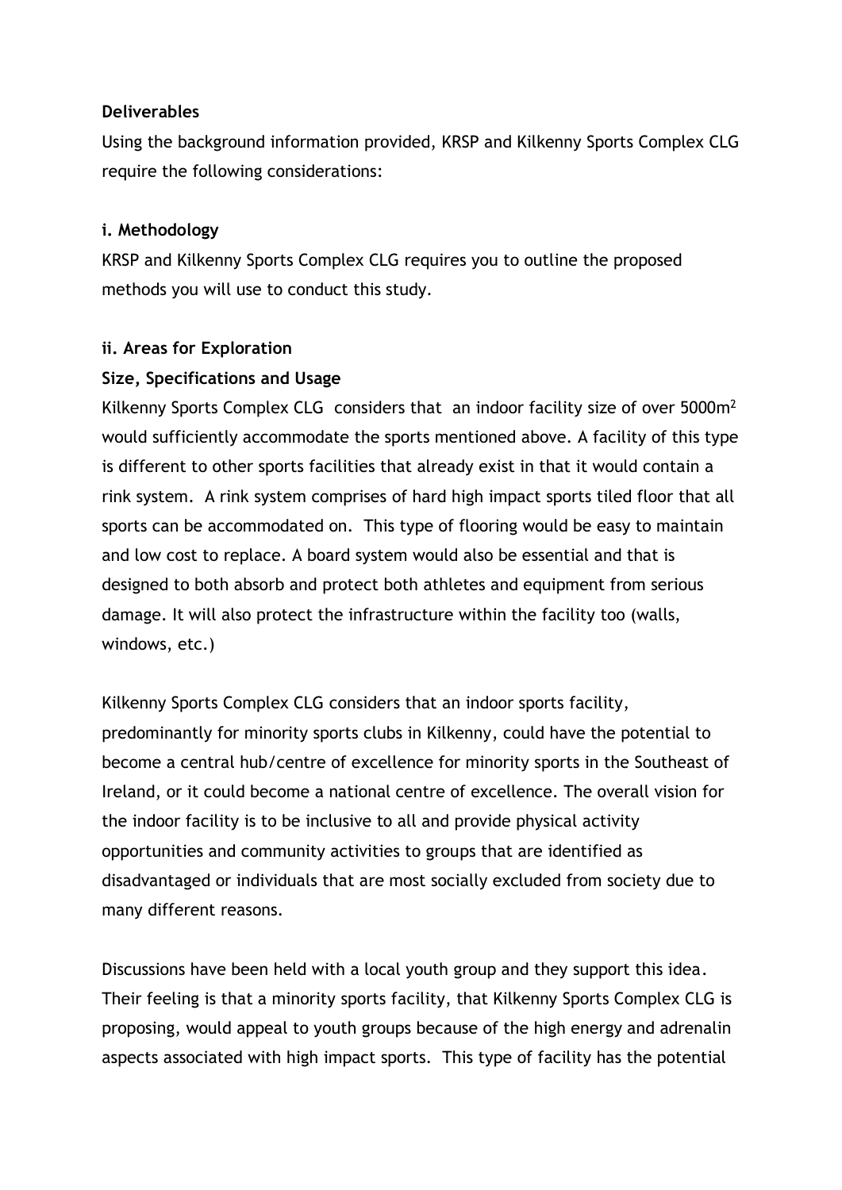**Deliverables**

Using the background information provided, KRSP and Kilkenny Sports Complex CLG require the following considerations:

**i. Methodology**

KRSP and Kilkenny Sports Complex CLG requires you to outline the proposed methods you will use to conduct this study.

**ii. Areas for Exploration**

**Size, Specifications and Usage**

Kilkenny Sports Complex CLG considers that an indoor facility size of over 5000m$^2$ would sufficiently accommodate the sports mentioned above. A facility of this type is different to other sports facilities that already exist in that it would contain a rink system. A rink system comprises of hard high impact sports tiled floor that all sports can be accommodated on. This type of flooring would be easy to maintain and low cost to replace. A board system would also be essential and that is designed to both absorb and protect both athletes and equipment from serious damage. It will also protect the infrastructure within the facility too (walls, windows, etc.)

Kilkenny Sports Complex CLG considers that an indoor sports facility, predominantly for minority sports clubs in Kilkenny, could have the potential to become a central hub/centre of excellence for minority sports in the Southeast of Ireland, or it could become a national centre of excellence. The overall vision for the indoor facility is to be inclusive to all and provide physical activity opportunities and community activities to groups that are identified as disadvantaged or individuals that are most socially excluded from society due to many different reasons.

Discussions have been held with a local youth group and they support this idea. Their feeling is that a minority sports facility, that Kilkenny Sports Complex CLG is proposing, would appeal to youth groups because of the high energy and adrenalin aspects associated with high impact sports. This type of facility has the potential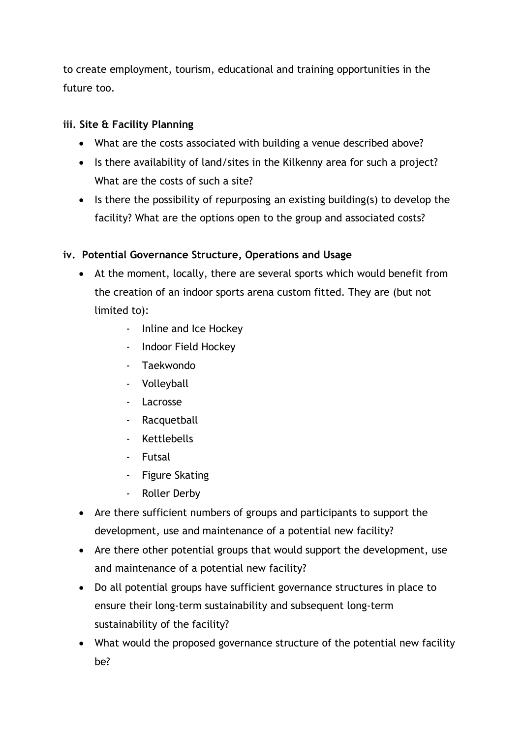to create employment, tourism, educational and training opportunities in the future too.

### iii. Site & Facility Planning

- What are the costs associated with building a venue described above?
- Is there availability of land/sites in the Kilkenny area for such a project? What are the costs of such a site?
- Is there the possibility of repurposing an existing building(s) to develop the facility? What are the options open to the group and associated costs?

### iv. Potential Governance Structure, Operations and Usage

- At the moment, locally, there are several sports which would benefit from the creation of an indoor sports arena custom fitted. They are (but not limited to):
    - Inline and Ice Hockey
    - Indoor Field Hockey
    - Taekwondo
    - Volleyball
    - Lacrosse
    - Racquetball
    - Kettlebells
    - Futsal
    - Figure Skating
    - Roller Derby
- Are there sufficient numbers of groups and participants to support the development, use and maintenance of a potential new facility?
- Are there other potential groups that would support the development, use and maintenance of a potential new facility?
- Do all potential groups have sufficient governance structures in place to ensure their long-term sustainability and subsequent long-term sustainability of the facility?
- What would the proposed governance structure of the potential new facility be?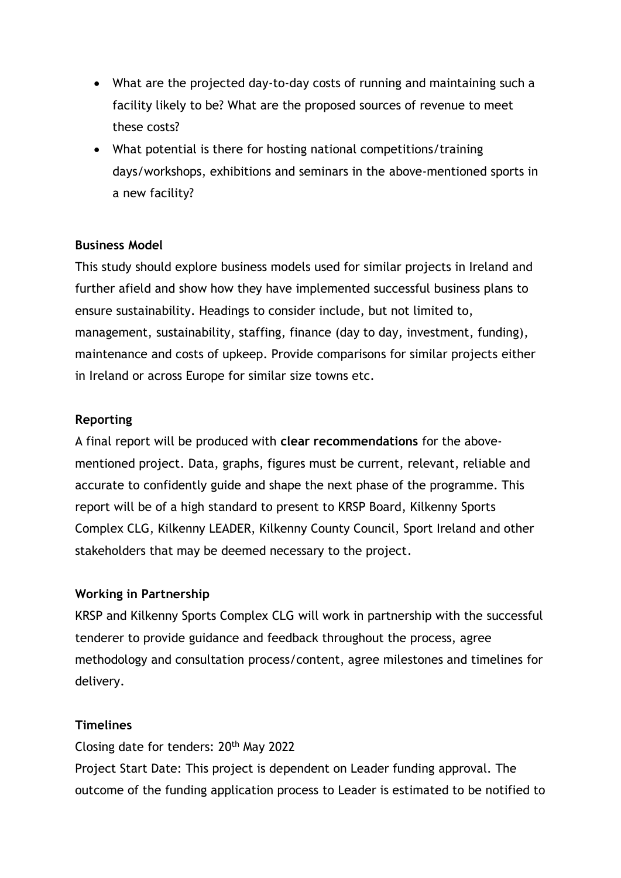- What are the projected day-to-day costs of running and maintaining such a facility likely to be? What are the proposed sources of revenue to meet these costs?
- What potential is there for hosting national competitions/training days/workshops, exhibitions and seminars in the above-mentioned sports in a new facility?

**Business Model**

This study should explore business models used for similar projects in Ireland and further afield and show how they have implemented successful business plans to ensure sustainability. Headings to consider include, but not limited to, management, sustainability, staffing, finance (day to day, investment, funding), maintenance and costs of upkeep. Provide comparisons for similar projects either in Ireland or across Europe for similar size towns etc.

**Reporting**

A final report will be produced with **clear recommendations** for the above-mentioned project. Data, graphs, figures must be current, relevant, reliable and accurate to confidently guide and shape the next phase of the programme. This report will be of a high standard to present to KRSP Board, Kilkenny Sports Complex CLG, Kilkenny LEADER, Kilkenny County Council, Sport Ireland and other stakeholders that may be deemed necessary to the project.

**Working in Partnership**

KRSP and Kilkenny Sports Complex CLG will work in partnership with the successful tenderer to provide guidance and feedback throughout the process, agree methodology and consultation process/content, agree milestones and timelines for delivery.

**Timelines**

Closing date for tenders: 20th May 2022

Project Start Date: This project is dependent on Leader funding approval. The outcome of the funding application process to Leader is estimated to be notified to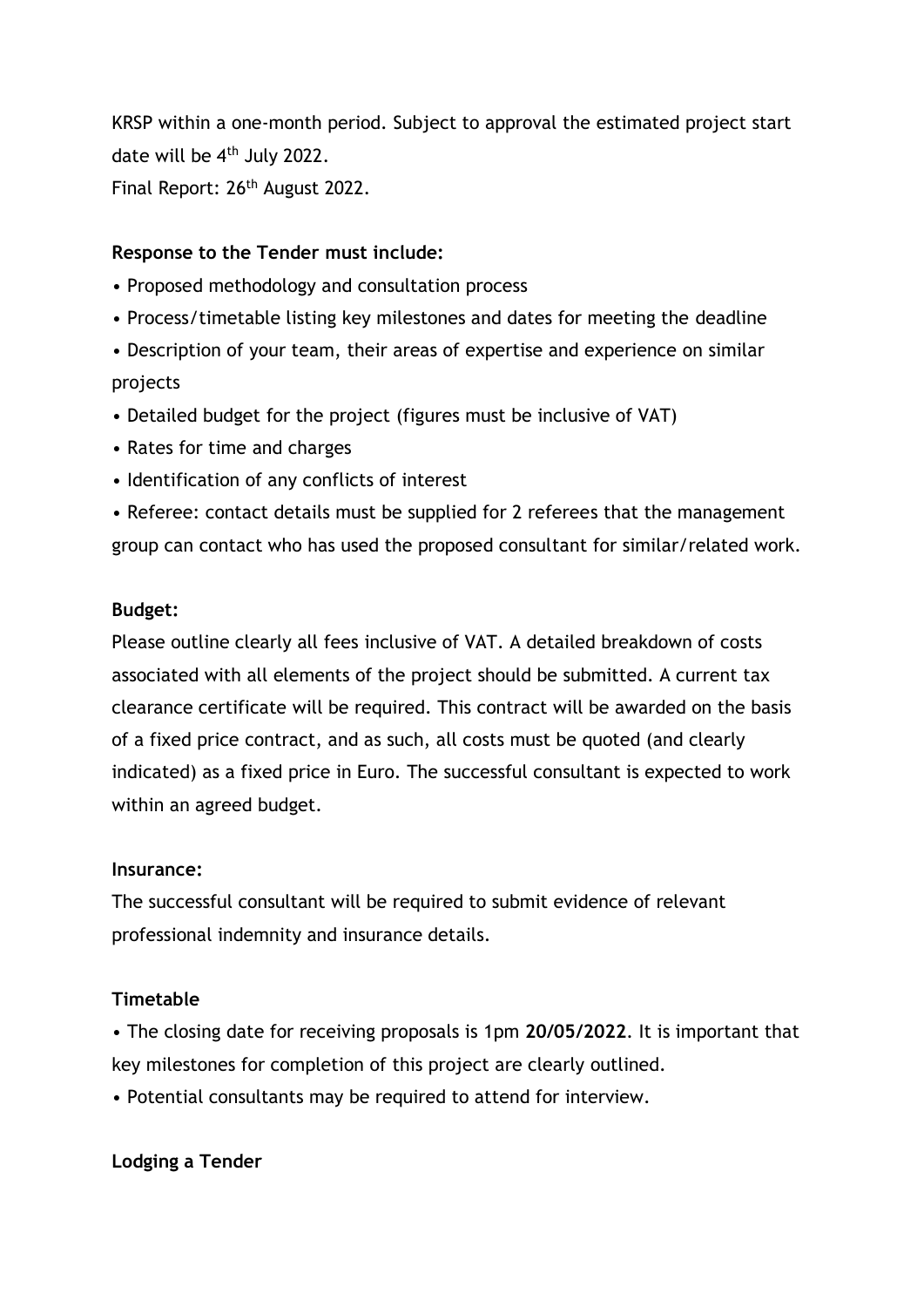KRSP within a one-month period. Subject to approval the estimated project start date will be 4th July 2022.

Final Report: 26th August 2022.

**Response to the Tender must include:**

- Proposed methodology and consultation process
- Process/timetable listing key milestones and dates for meeting the deadline
- Description of your team, their areas of expertise and experience on similar projects
- Detailed budget for the project (figures must be inclusive of VAT)
- Rates for time and charges
- Identification of any conflicts of interest
- Referee: contact details must be supplied for 2 referees that the management group can contact who has used the proposed consultant for similar/related work.

**Budget:**

Please outline clearly all fees inclusive of VAT. A detailed breakdown of costs associated with all elements of the project should be submitted. A current tax clearance certificate will be required. This contract will be awarded on the basis of a fixed price contract, and as such, all costs must be quoted (and clearly indicated) as a fixed price in Euro. The successful consultant is expected to work within an agreed budget.

**Insurance:**

The successful consultant will be required to submit evidence of relevant professional indemnity and insurance details.

**Timetable**

- The closing date for receiving proposals is 1pm **20/05/2022**. It is important that key milestones for completion of this project are clearly outlined.
- Potential consultants may be required to attend for interview.

**Lodging a Tender**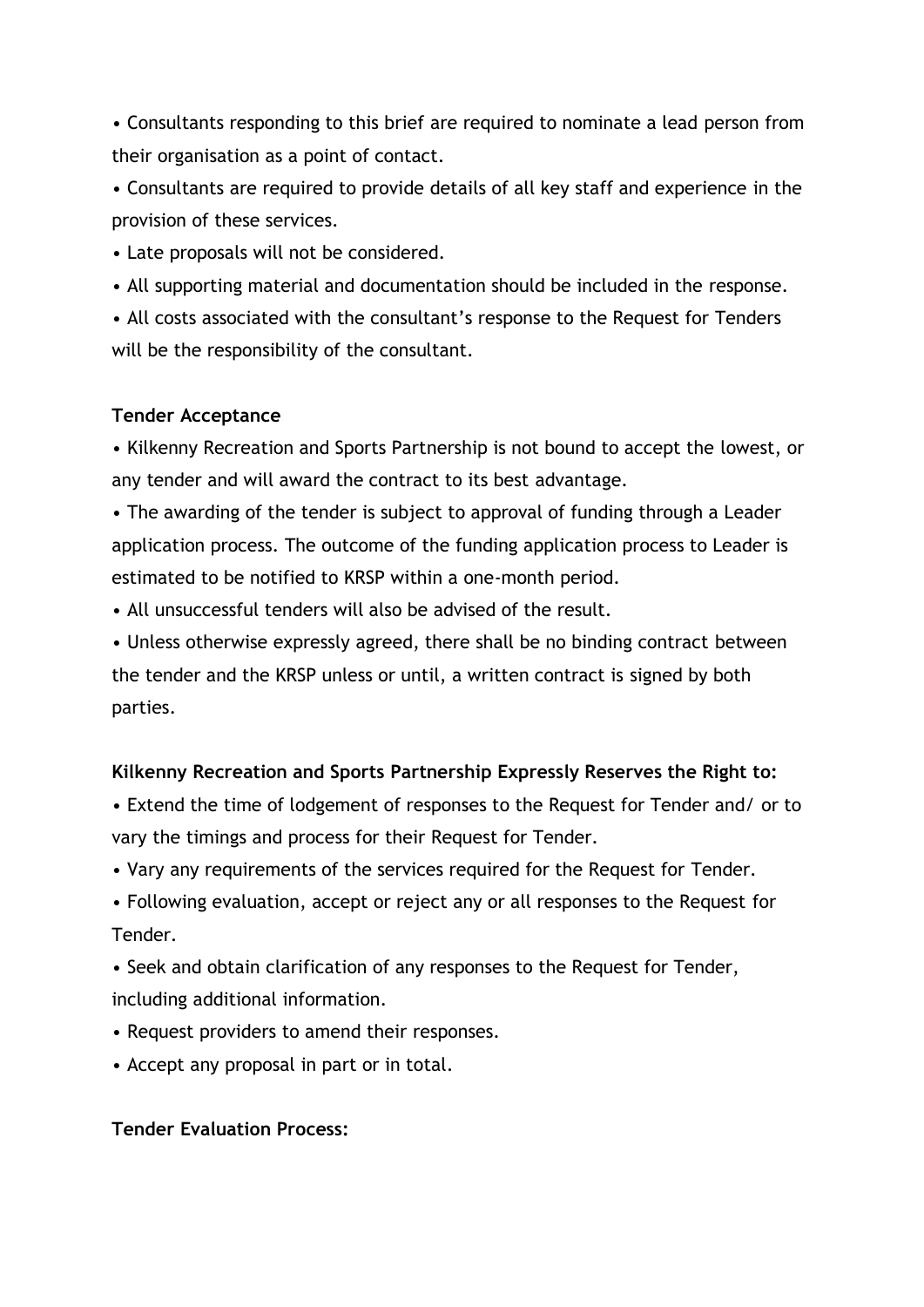- Consultants responding to this brief are required to nominate a lead person from their organisation as a point of contact.
- Consultants are required to provide details of all key staff and experience in the provision of these services.
- Late proposals will not be considered.
- All supporting material and documentation should be included in the response.
- All costs associated with the consultant's response to the Request for Tenders will be the responsibility of the consultant.

**Tender Acceptance**

- Kilkenny Recreation and Sports Partnership is not bound to accept the lowest, or any tender and will award the contract to its best advantage.
- The awarding of the tender is subject to approval of funding through a Leader application process. The outcome of the funding application process to Leader is estimated to be notified to KRSP within a one-month period.
- All unsuccessful tenders will also be advised of the result.
- Unless otherwise expressly agreed, there shall be no binding contract between the tender and the KRSP unless or until, a written contract is signed by both parties.

**Kilkenny Recreation and Sports Partnership Expressly Reserves the Right to:**

- Extend the time of lodgement of responses to the Request for Tender and/ or to vary the timings and process for their Request for Tender.
- Vary any requirements of the services required for the Request for Tender.
- Following evaluation, accept or reject any or all responses to the Request for Tender.
- Seek and obtain clarification of any responses to the Request for Tender, including additional information.
- Request providers to amend their responses.
- Accept any proposal in part or in total.

**Tender Evaluation Process:**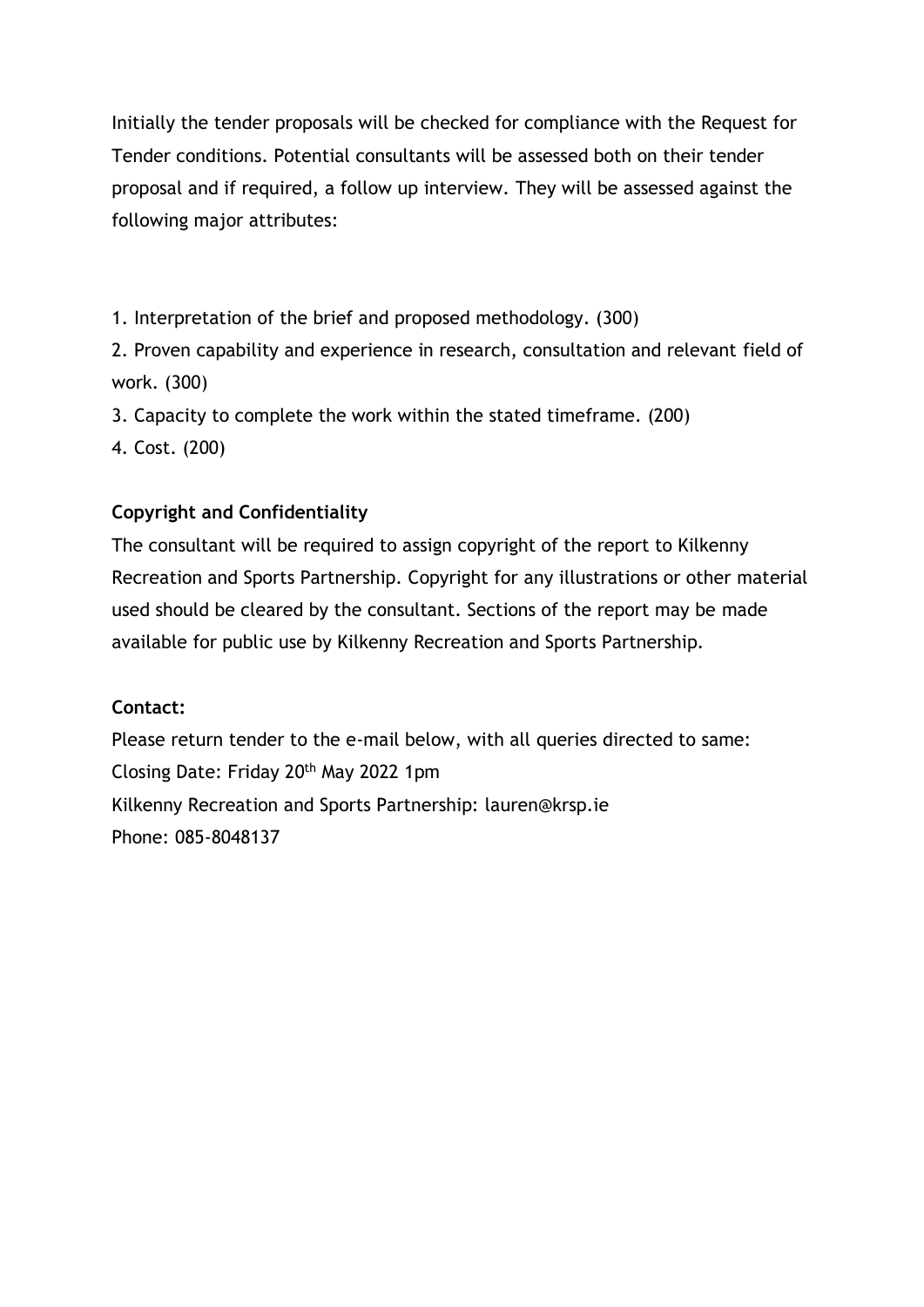Initially the tender proposals will be checked for compliance with the Request for Tender conditions. Potential consultants will be assessed both on their tender proposal and if required, a follow up interview. They will be assessed against the following major attributes:

1. Interpretation of the brief and proposed methodology. (300)
2. Proven capability and experience in research, consultation and relevant field of work. (300)
3. Capacity to complete the work within the stated timeframe. (200)
4. Cost. (200)

**Copyright and Confidentiality**

The consultant will be required to assign copyright of the report to Kilkenny Recreation and Sports Partnership. Copyright for any illustrations or other material used should be cleared by the consultant. Sections of the report may be made available for public use by Kilkenny Recreation and Sports Partnership.

**Contact:**

Please return tender to the e-mail below, with all queries directed to same:
Closing Date: Friday 20th May 2022 1pm
Kilkenny Recreation and Sports Partnership: lauren@krsp.ie
Phone: 085-8048137